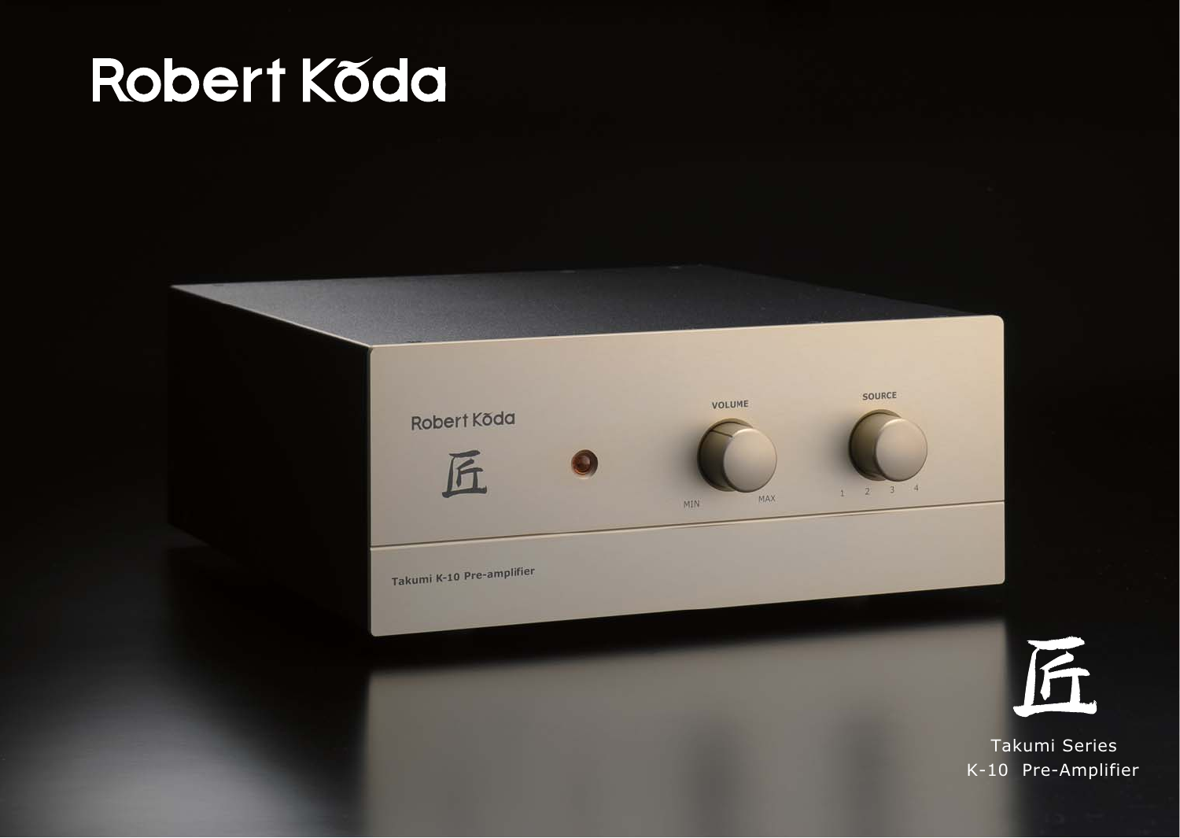# Robert Kōda

匠

Takumi Series
K-10 Pre-Amplifier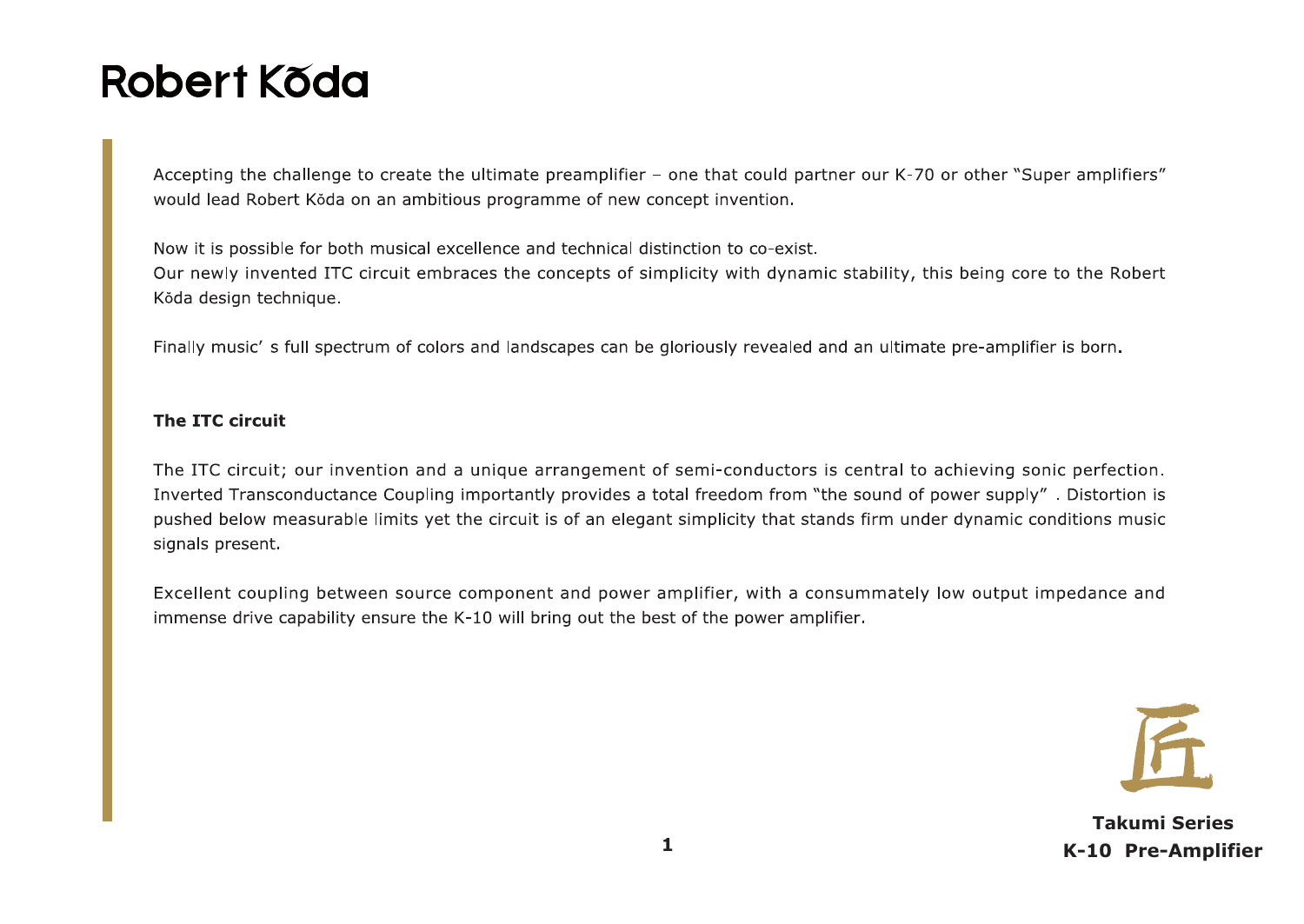Accepting the challenge to create the ultimate preamplifier – one that could partner our K-70 or other "Super amplifiers" would lead Robert Kōda on an ambitious programme of new concept invention.

Now it is possible for both musical excellence and technical distinction to co-exist.
Our newly invented ITC circuit embraces the concepts of simplicity with dynamic stability, this being core to the Robert Kōda design technique.

Finally music' s full spectrum of colors and landscapes can be gloriously revealed and an ultimate pre-amplifier is born.

**The ITC circuit**

The ITC circuit; our invention and a unique arrangement of semi-conductors is central to achieving sonic perfection. Inverted Transconductance Coupling importantly provides a total freedom from "the sound of power supply" . Distortion is pushed below measurable limits yet the circuit is of an elegant simplicity that stands firm under dynamic conditions music signals present.

Excellent coupling between source component and power amplifier, with a consummately low output impedance and immense drive capability ensure the K-10 will bring out the best of the power amplifier.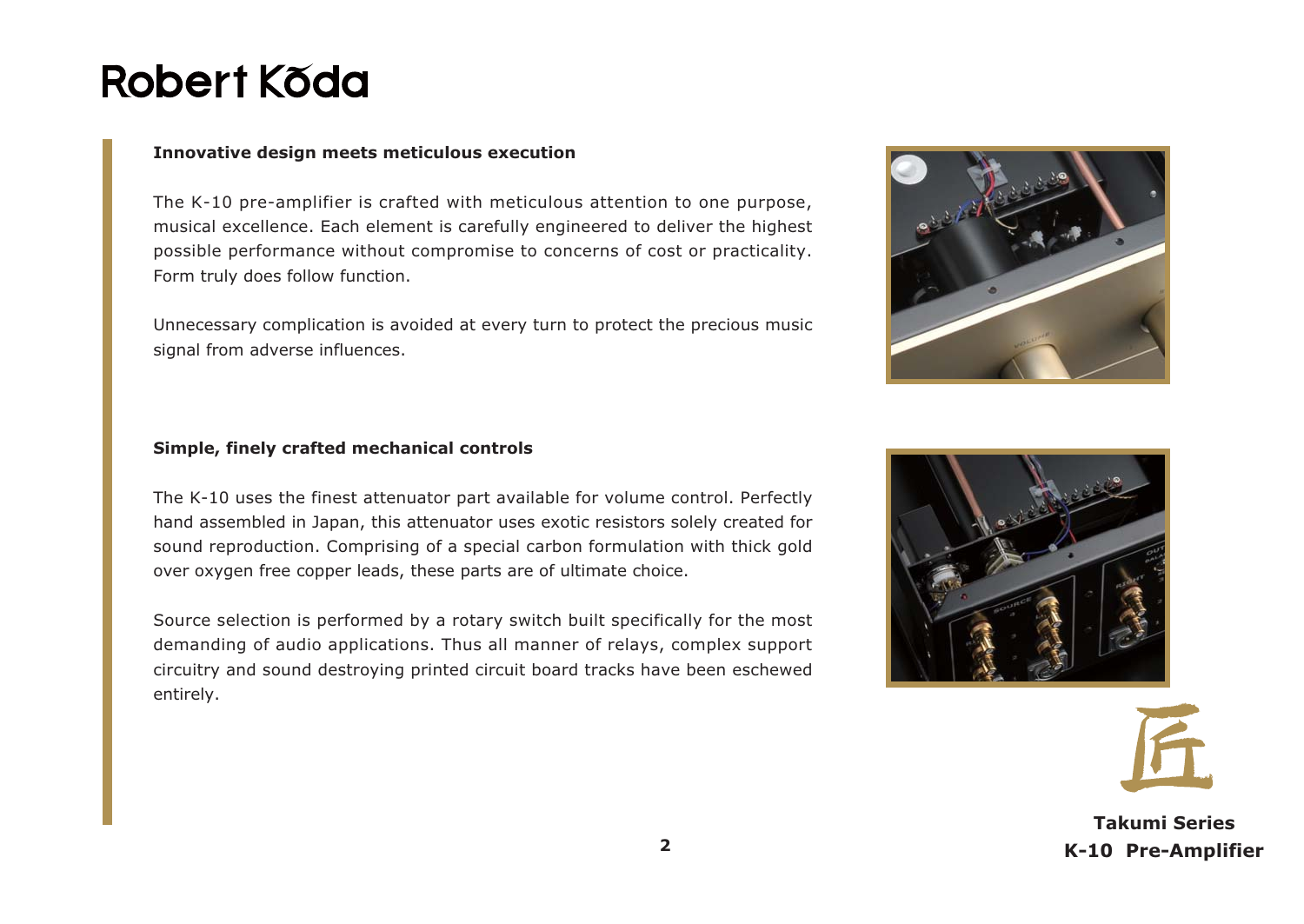### Innovative design meets meticulous execution

The K-10 pre-amplifier is crafted with meticulous attention to one purpose, musical excellence. Each element is carefully engineered to deliver the highest possible performance without compromise to concerns of cost or practicality. Form truly does follow function.

Unnecessary complication is avoided at every turn to protect the precious music signal from adverse influences.

### Simple, finely crafted mechanical controls

The K-10 uses the finest attenuator part available for volume control. Perfectly hand assembled in Japan, this attenuator uses exotic resistors solely created for sound reproduction. Comprising of a special carbon formulation with thick gold over oxygen free copper leads, these parts are of ultimate choice.

Source selection is performed by a rotary switch built specifically for the most demanding of audio applications. Thus all manner of relays, complex support circuitry and sound destroying printed circuit board tracks have been eschewed entirely.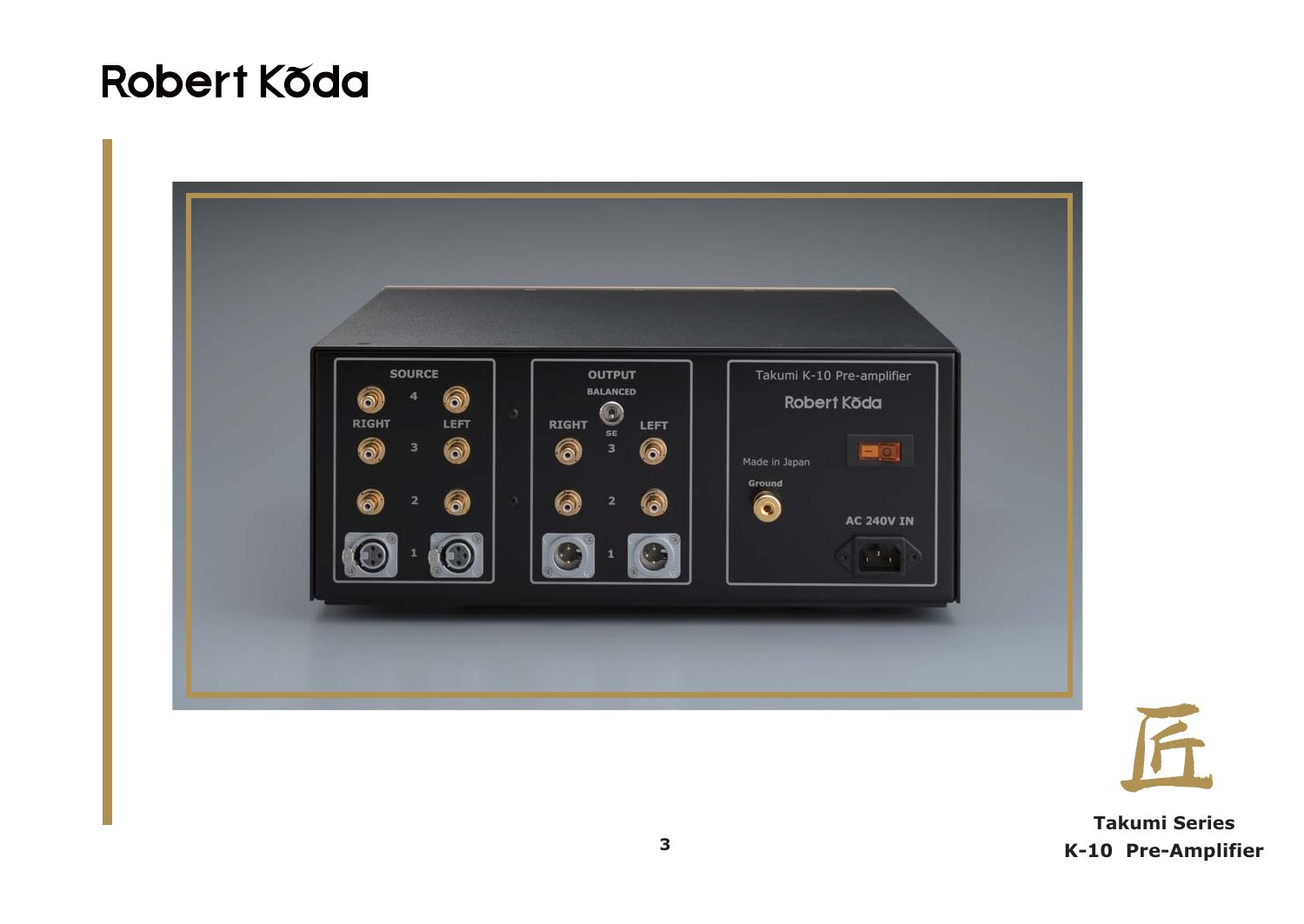Robert Kōda

匠

**Takumi Series**
**K-10 Pre-Amplifier**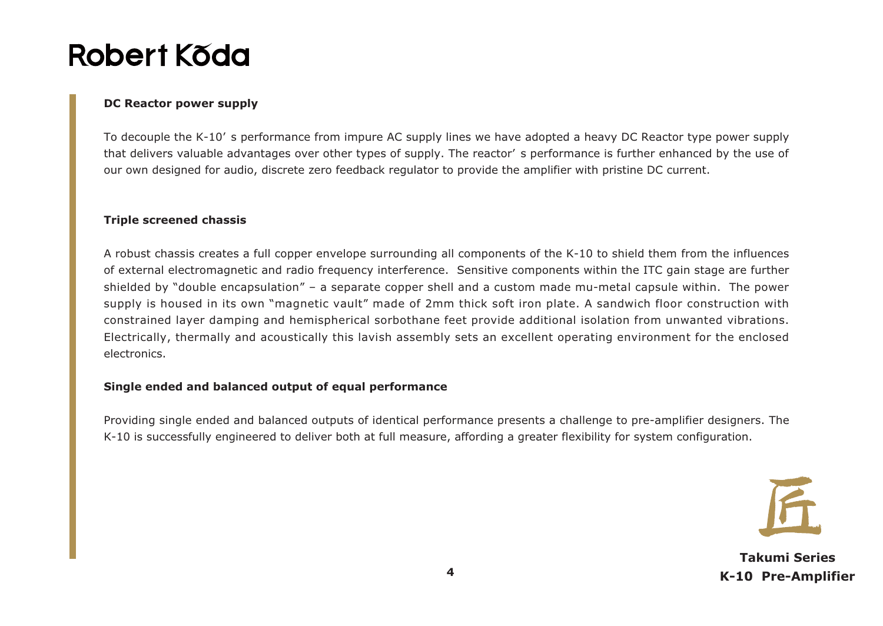### DC Reactor power supply

To decouple the K-10' s performance from impure AC supply lines we have adopted a heavy DC Reactor type power supply that delivers valuable advantages over other types of supply. The reactor' s performance is further enhanced by the use of our own designed for audio, discrete zero feedback regulator to provide the amplifier with pristine DC current.

### Triple screened chassis

A robust chassis creates a full copper envelope surrounding all components of the K-10 to shield them from the influences of external electromagnetic and radio frequency interference. Sensitive components within the ITC gain stage are further shielded by "double encapsulation" – a separate copper shell and a custom made mu-metal capsule within. The power supply is housed in its own "magnetic vault" made of 2mm thick soft iron plate. A sandwich floor construction with constrained layer damping and hemispherical sorbothane feet provide additional isolation from unwanted vibrations. Electrically, thermally and acoustically this lavish assembly sets an excellent operating environment for the enclosed electronics.

### Single ended and balanced output of equal performance

Providing single ended and balanced outputs of identical performance presents a challenge to pre-amplifier designers. The K-10 is successfully engineered to deliver both at full measure, affording a greater flexibility for system configuration.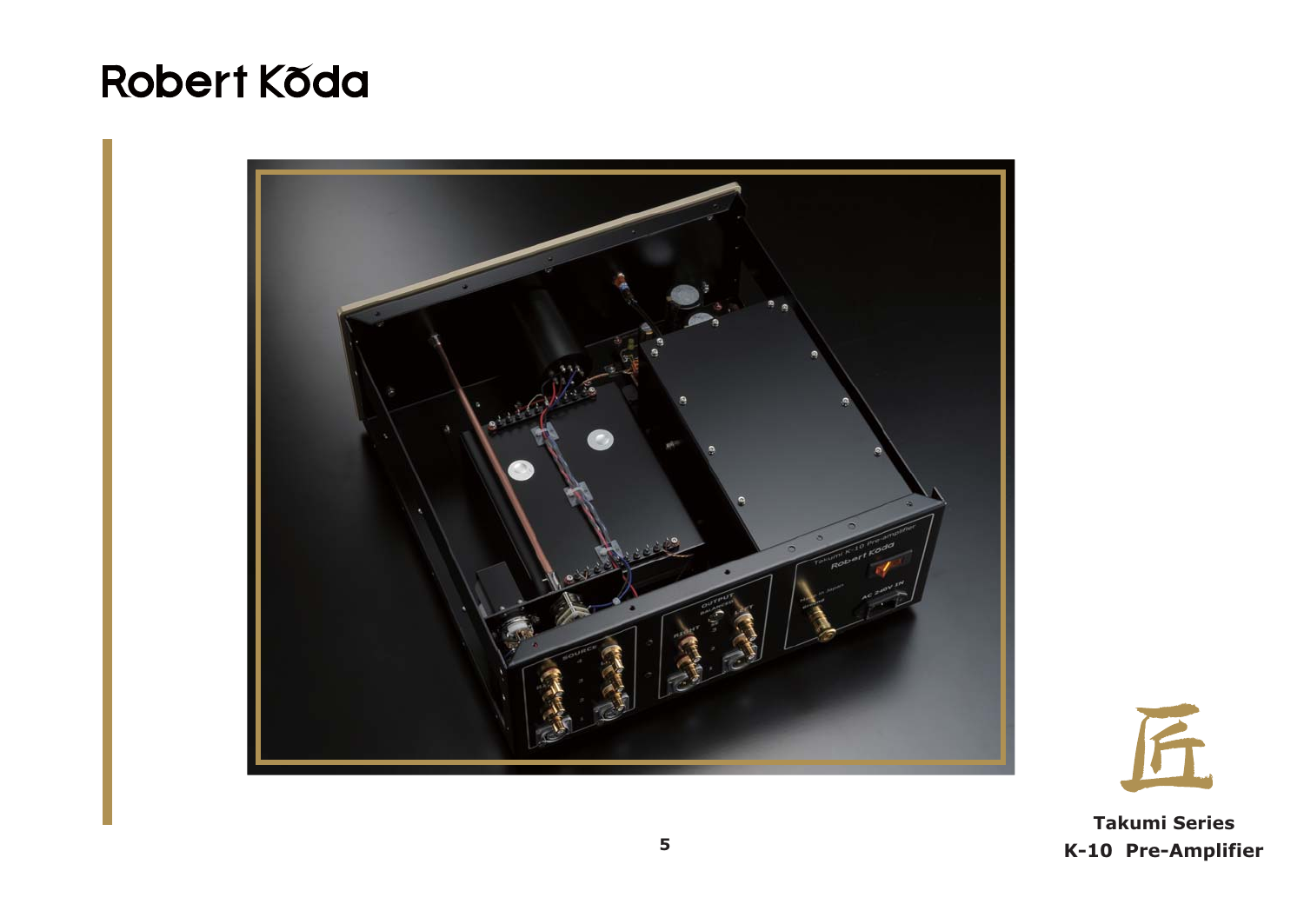Robert Kōda

匠

**Takumi Series**
**K-10 Pre-Amplifier**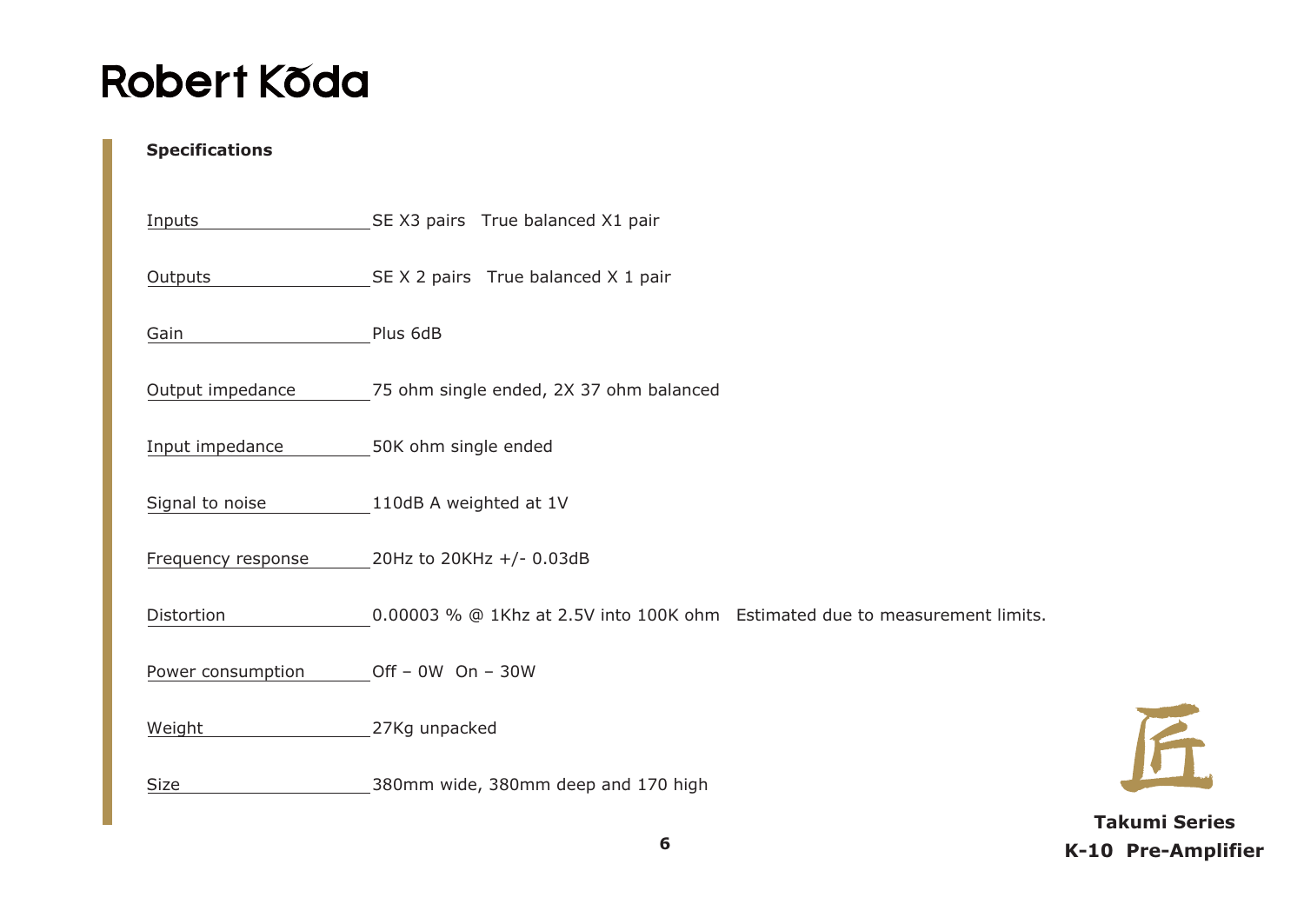**Specifications**

| | |
|---|---|
| Inputs | SE X3 pairs True balanced X1 pair |
| Outputs | SE X 2 pairs True balanced X 1 pair |
| Gain | Plus 6dB |
| Output impedance | 75 ohm single ended, 2X 37 ohm balanced |
| Input impedance | 50K ohm single ended |
| Signal to noise | 110dB A weighted at 1V |
| Frequency response | 20Hz to 20KHz +/- 0.03dB |
| Distortion | 0.00003 % @ 1Khz at 2.5V into 100K ohm Estimated due to measurement limits. |
| Power consumption | Off – 0W On – 30W |
| Weight | 27Kg unpacked |
| Size | 380mm wide, 380mm deep and 170 high |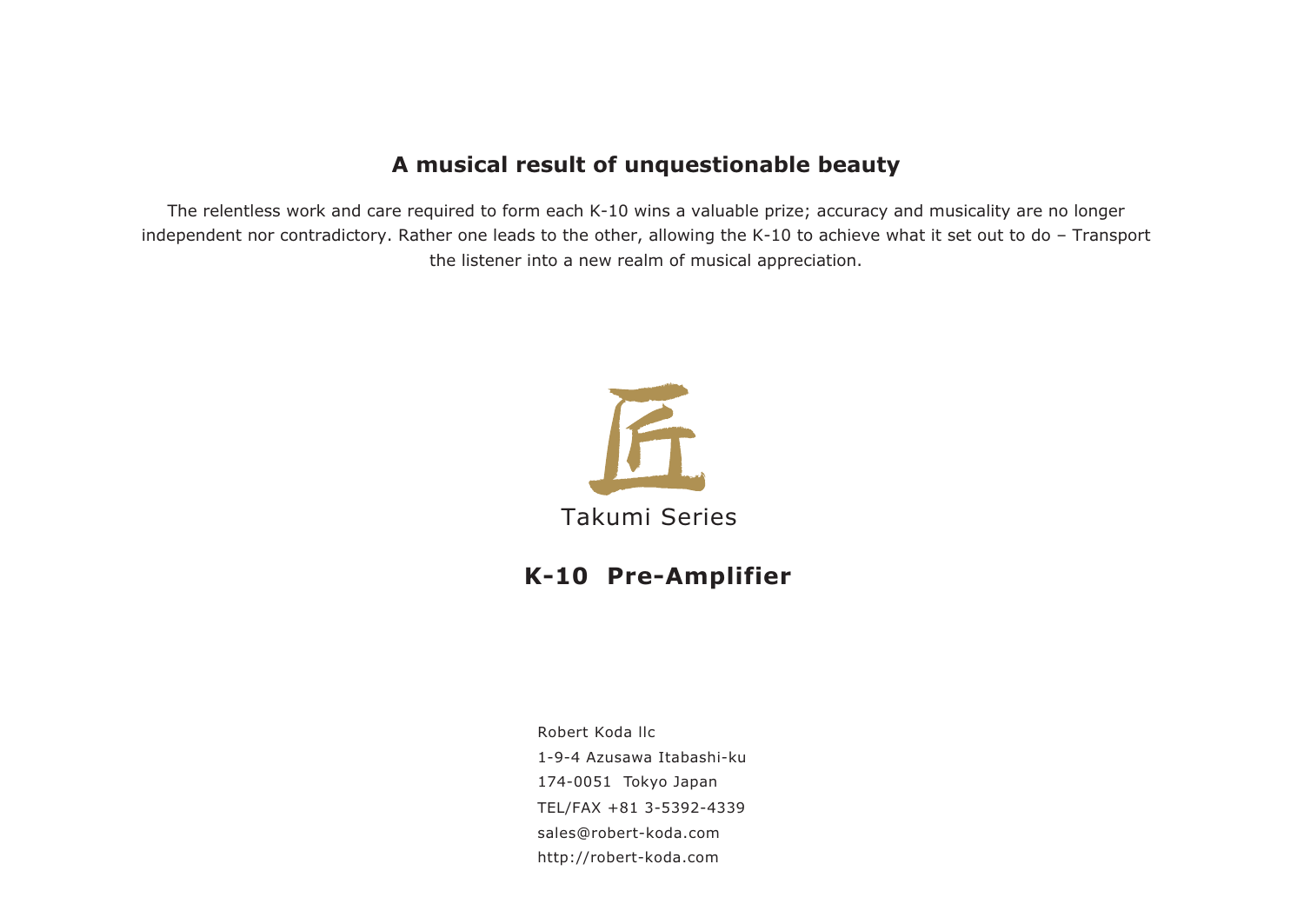## A musical result of unquestionable beauty

The relentless work and care required to form each K-10 wins a valuable prize; accuracy and musicality are no longer independent nor contradictory. Rather one leads to the other, allowing the K-10 to achieve what it set out to do – Transport the listener into a new realm of musical appreciation.

匠

Takumi Series

## K-10 Pre-Amplifier

Robert Koda llc
1-9-4 Azusawa Itabashi-ku
174-0051 Tokyo Japan
TEL/FAX +81 3-5392-4339
sales@robert-koda.com
http://robert-koda.com